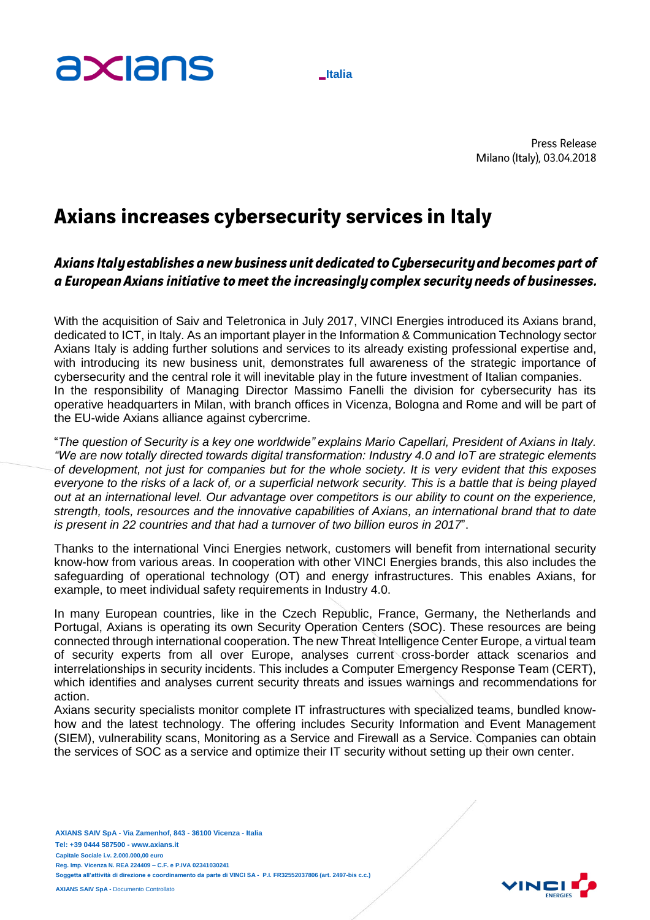axians _Italia

Press Release
Milano (Italy), 03.04.2018

# Axians increases cybersecurity services in Italy

## *Axians Italy establishes a new business unit dedicated to Cybersecurity and becomes part of a European Axians initiative to meet the increasingly complex security needs of businesses.*

With the acquisition of Saiv and Teletronica in July 2017, VINCI Energies introduced its Axians brand, dedicated to ICT, in Italy. As an important player in the Information & Communication Technology sector Axians Italy is adding further solutions and services to its already existing professional expertise and, with introducing its new business unit, demonstrates full awareness of the strategic importance of cybersecurity and the central role it will inevitable play in the future investment of Italian companies.
In the responsibility of Managing Director Massimo Fanelli the division for cybersecurity has its operative headquarters in Milan, with branch offices in Vicenza, Bologna and Rome and will be part of the EU-wide Axians alliance against cybercrime.

"*The question of Security is a key one worldwide" explains Mario Capellari, President of Axians in Italy. "We are now totally directed towards digital transformation: Industry 4.0 and IoT are strategic elements of development, not just for companies but for the whole society. It is very evident that this exposes everyone to the risks of a lack of, or a superficial network security. This is a battle that is being played out at an international level. Our advantage over competitors is our ability to count on the experience, strength, tools, resources and the innovative capabilities of Axians, an international brand that to date is present in 22 countries and that had a turnover of two billion euros in 2017*".

Thanks to the international Vinci Energies network, customers will benefit from international security know-how from various areas. In cooperation with other VINCI Energies brands, this also includes the safeguarding of operational technology (OT) and energy infrastructures. This enables Axians, for example, to meet individual safety requirements in Industry 4.0.

In many European countries, like in the Czech Republic, France, Germany, the Netherlands and Portugal, Axians is operating its own Security Operation Centers (SOC). These resources are being connected through international cooperation. The new Threat Intelligence Center Europe, a virtual team of security experts from all over Europe, analyses current cross-border attack scenarios and interrelationships in security incidents. This includes a Computer Emergency Response Team (CERT), which identifies and analyses current security threats and issues warnings and recommendations for action.
Axians security specialists monitor complete IT infrastructures with specialized teams, bundled know-how and the latest technology. The offering includes Security Information and Event Management (SIEM), vulnerability scans, Monitoring as a Service and Firewall as a Service. Companies can obtain the services of SOC as a service and optimize their IT security without setting up their own center.

**AXIANS SAIV SpA - Via Zamenhof, 843 - 36100 Vicenza - Italia**
**Tel: +39 0444 587500 - www.axians.it**
**Capitale Sociale i.v. 2.000.000,00 euro**
**Reg. Imp. Vicenza N. REA 224409 – C.F. e P.IVA 02341030241**
**Soggetta all'attività di direzione e coordinamento da parte di VINCI SA - P.I. FR32552037806 (art. 2497-bis c.c.)**

**AXIANS SAIV SpA -** Documento Controllato

VINCI ENERGIES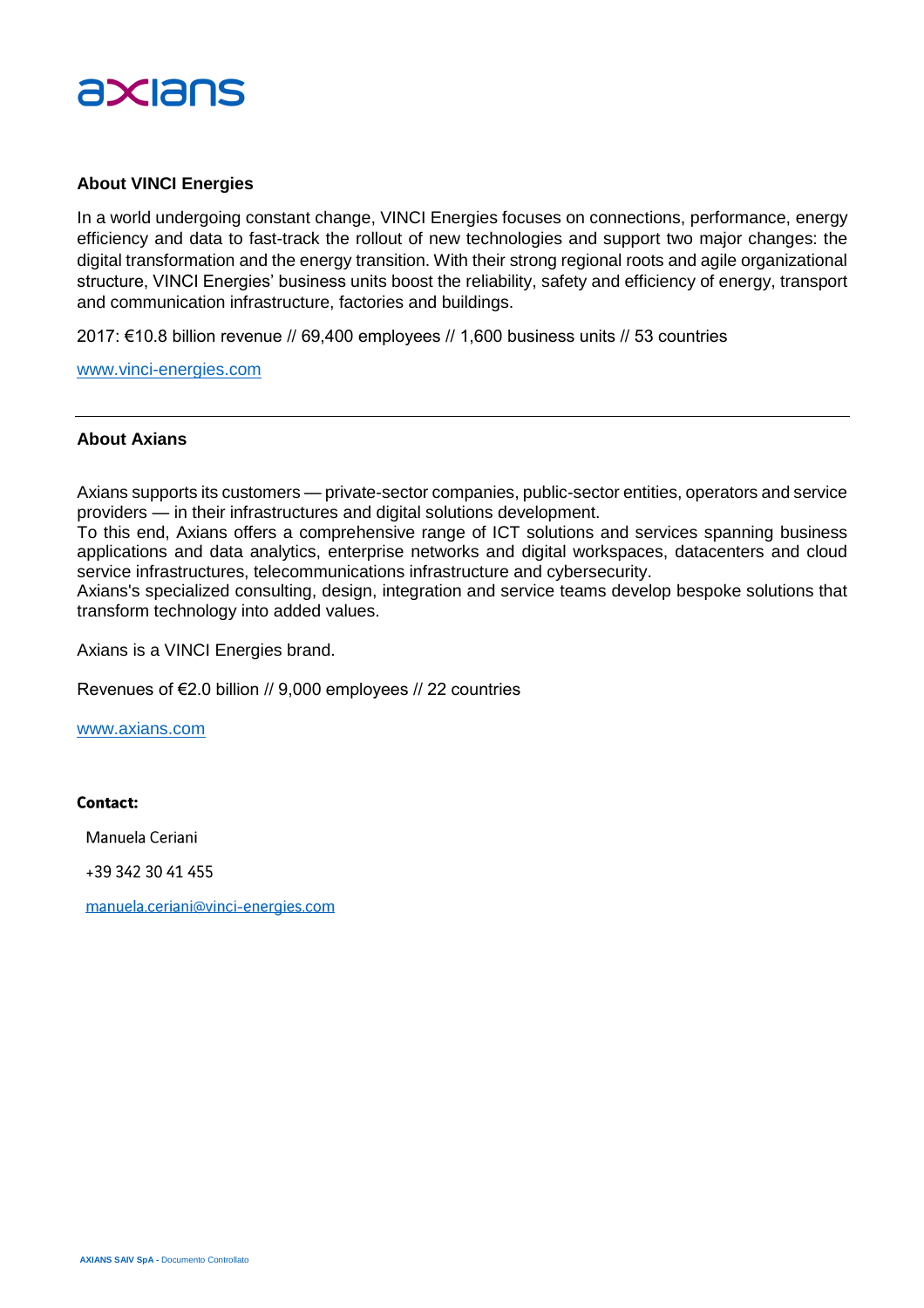## About VINCI Energies

In a world undergoing constant change, VINCI Energies focuses on connections, performance, energy efficiency and data to fast-track the rollout of new technologies and support two major changes: the digital transformation and the energy transition. With their strong regional roots and agile organizational structure, VINCI Energies' business units boost the reliability, safety and efficiency of energy, transport and communication infrastructure, factories and buildings.

2017: €10.8 billion revenue // 69,400 employees // 1,600 business units // 53 countries

www.vinci-energies.com

---

## About Axians

Axians supports its customers — private-sector companies, public-sector entities, operators and service providers — in their infrastructures and digital solutions development.
To this end, Axians offers a comprehensive range of ICT solutions and services spanning business applications and data analytics, enterprise networks and digital workspaces, datacenters and cloud service infrastructures, telecommunications infrastructure and cybersecurity.
Axians's specialized consulting, design, integration and service teams develop bespoke solutions that transform technology into added values.

Axians is a VINCI Energies brand.

Revenues of €2.0 billion // 9,000 employees // 22 countries

www.axians.com

**Contact:**

Manuela Ceriani

+39 342 30 41 455

manuela.ceriani@vinci-energies.com